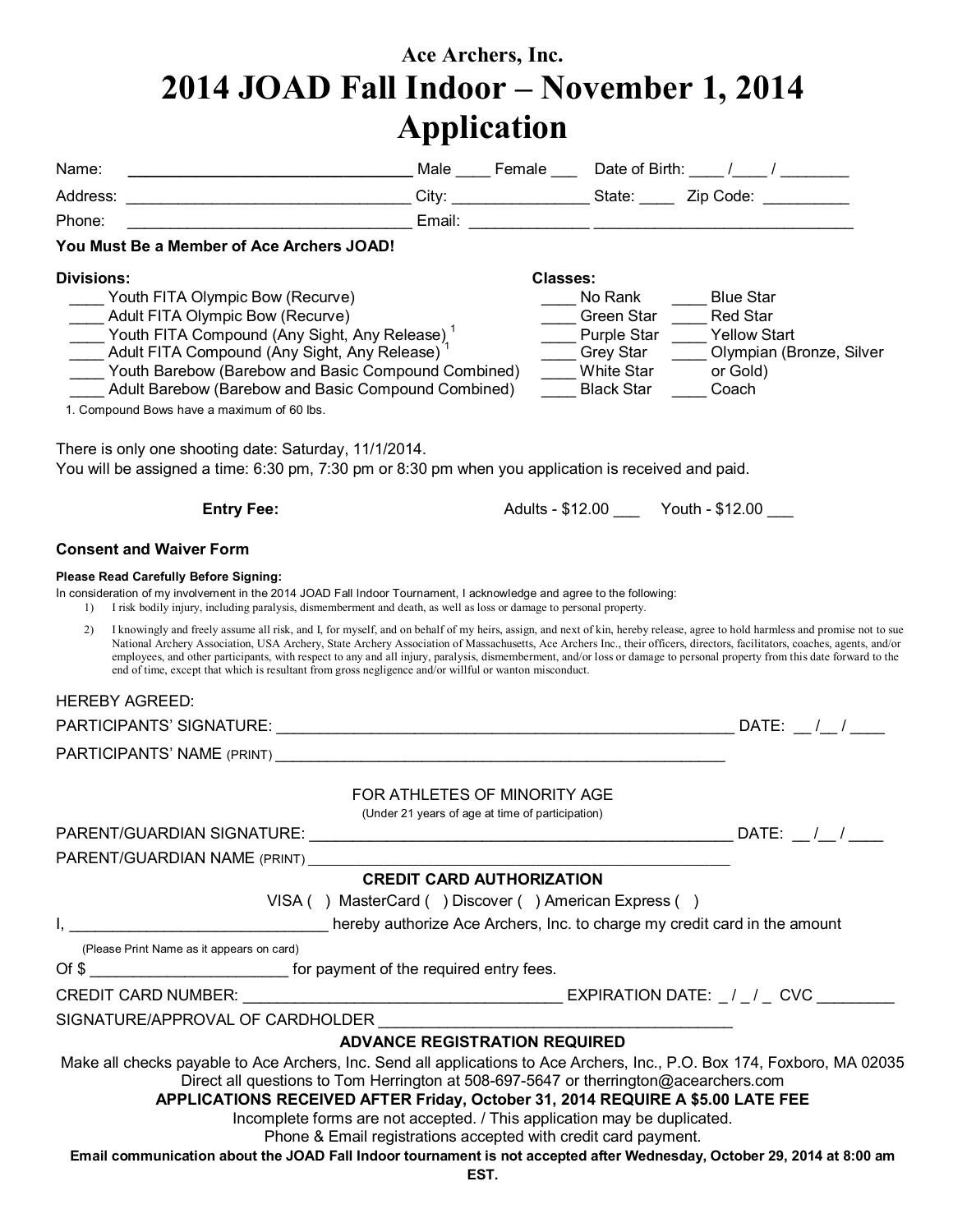**Ace Archers, Inc.**

# 2014 JOAD Fall Indoor – November 1, 2014 Application

Name: ________________________________ Male ____ Female ___ Date of Birth: ____ /____ / ________

Address: ________________________________ City: _______________ State: ____ Zip Code: __________

Phone: ________________________________ Email: _____________ ____________________________

**You Must Be a Member of Ace Archers JOAD!**

**Divisions:**

- ____ Youth FITA Olympic Bow (Recurve)
- ____ Adult FITA Olympic Bow (Recurve)
- ____ Youth FITA Compound (Any Sight, Any Release) [1]
- ____ Adult FITA Compound (Any Sight, Any Release) [1]
- ____ Youth Barebow (Barebow and Basic Compound Combined)
- ____ Adult Barebow (Barebow and Basic Compound Combined)

1. Compound Bows have a maximum of 60 lbs.

**Classes:**

- ____ No Rank
- ____ Green Star
- ____ Purple Star
- ____ Grey Star
- ____ White Star
- ____ Black Star
- ____ Blue Star
- ____ Red Star
- ____ Yellow Start
- ____ Olympian (Bronze, Silver or Gold)
- ____ Coach

There is only one shooting date: Saturday, 11/1/2014.
You will be assigned a time: 6:30 pm, 7:30 pm or 8:30 pm when you application is received and paid.

**Entry Fee:** Adults - $12.00 ___ Youth - $12.00 ___

**Consent and Waiver Form**

**Please Read Carefully Before Signing:**

In consideration of my involvement in the 2014 JOAD Fall Indoor Tournament, I acknowledge and agree to the following:

1) I risk bodily injury, including paralysis, dismemberment and death, as well as loss or damage to personal property.

2) I knowingly and freely assume all risk, and I, for myself, and on behalf of my heirs, assign, and next of kin, hereby release, agree to hold harmless and promise not to sue National Archery Association, USA Archery, State Archery Association of Massachusetts, Ace Archers Inc., their officers, directors, facilitators, coaches, agents, and/or employees, and other participants, with respect to any and all injury, paralysis, dismemberment, and/or loss or damage to personal property from this date forward to the end of time, except that which is resultant from gross negligence and/or willful or wanton misconduct.

HEREBY AGREED:

PARTICIPANTS' SIGNATURE: ______________________________________________ DATE: __ /__ / ____

PARTICIPANTS' NAME (PRINT) ______________________________________________

FOR ATHLETES OF MINORITY AGE
(Under 21 years of age at time of participation)

PARENT/GUARDIAN SIGNATURE: ____________________________________________ DATE: __ /__ / ____

PARENT/GUARDIAN NAME (PRINT) ____________________________________________

**CREDIT CARD AUTHORIZATION**

VISA ( ) MasterCard ( ) Discover ( ) American Express ( )

I, ______________________________ hereby authorize Ace Archers, Inc. to charge my credit card in the amount

(Please Print Name as it appears on card)

Of $ ______________________ for payment of the required entry fees.

CREDIT CARD NUMBER: ____________________________________ EXPIRATION DATE: _ / _ / _ CVC ________

SIGNATURE/APPROVAL OF CARDHOLDER ____________________________________

**ADVANCE REGISTRATION REQUIRED**

Make all checks payable to Ace Archers, Inc. Send all applications to Ace Archers, Inc., P.O. Box 174, Foxboro, MA 02035
Direct all questions to Tom Herrington at 508-697-5647 or therrington@acearchers.com

**APPLICATIONS RECEIVED AFTER Friday, October 31, 2014 REQUIRE A $5.00 LATE FEE**

Incomplete forms are not accepted. / This application may be duplicated.
Phone & Email registrations accepted with credit card payment.

**Email communication about the JOAD Fall Indoor tournament is not accepted after Wednesday, October 29, 2014 at 8:00 am EST.**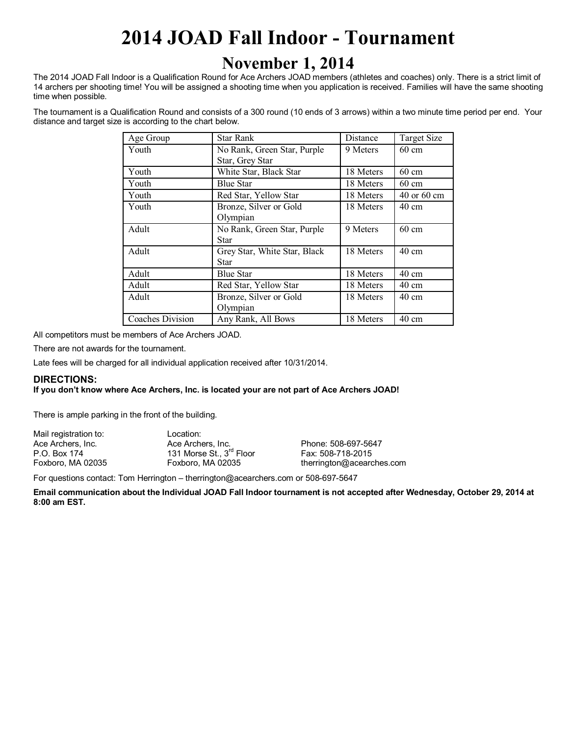# 2014 JOAD Fall Indoor - Tournament

## November 1, 2014

The 2014 JOAD Fall Indoor is a Qualification Round for Ace Archers JOAD members (athletes and coaches) only. There is a strict limit of 14 archers per shooting time! You will be assigned a shooting time when you application is received. Families will have the same shooting time when possible.

The tournament is a Qualification Round and consists of a 300 round (10 ends of 3 arrows) within a two minute time period per end. Your distance and target size is according to the chart below.

| Age Group | Star Rank | Distance | Target Size |
|---|---|---|---|
| Youth | No Rank, Green Star, Purple Star, Grey Star | 9 Meters | 60 cm |
| Youth | White Star, Black Star | 18 Meters | 60 cm |
| Youth | Blue Star | 18 Meters | 60 cm |
| Youth | Red Star, Yellow Star | 18 Meters | 40 or 60 cm |
| Youth | Bronze, Silver or Gold Olympian | 18 Meters | 40 cm |
| Adult | No Rank, Green Star, Purple Star | 9 Meters | 60 cm |
| Adult | Grey Star, White Star, Black Star | 18 Meters | 40 cm |
| Adult | Blue Star | 18 Meters | 40 cm |
| Adult | Red Star, Yellow Star | 18 Meters | 40 cm |
| Adult | Bronze, Silver or Gold Olympian | 18 Meters | 40 cm |
| Coaches Division | Any Rank, All Bows | 18 Meters | 40 cm |

All competitors must be members of Ace Archers JOAD.

There are not awards for the tournament.

Late fees will be charged for all individual application received after 10/31/2014.

### DIRECTIONS:

**If you don't know where Ace Archers, Inc. is located your are not part of Ace Archers JOAD!**

There is ample parking in the front of the building.

Mail registration to:
Ace Archers, Inc.
P.O. Box 174
Foxboro, MA 02035

Location:
Ace Archers, Inc.
131 Morse St., 3rd Floor
Foxboro, MA 02035

Phone: 508-697-5647
Fax: 508-718-2015
therrington@acearches.com

For questions contact: Tom Herrington – therrington@acearchers.com or 508-697-5647

**Email communication about the Individual JOAD Fall Indoor tournament is not accepted after Wednesday, October 29, 2014 at 8:00 am EST.**